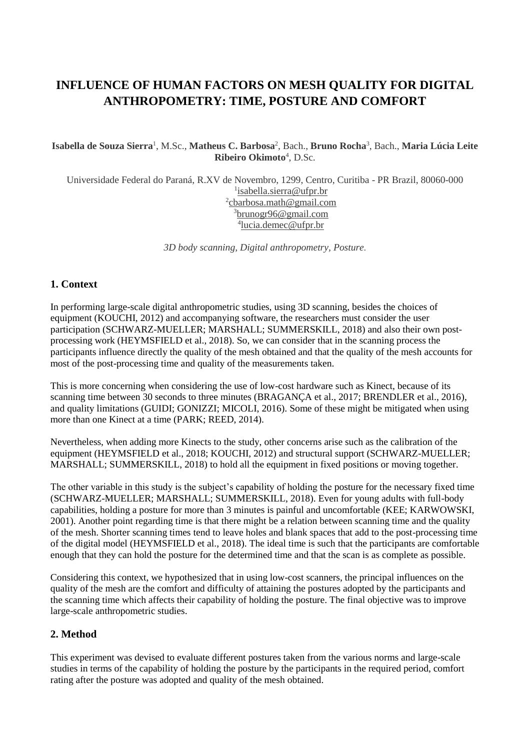# INFLUENCE OF HUMAN FACTORS ON MESH QUALITY FOR DIGITAL ANTHROPOMETRY: TIME, POSTURE AND COMFORT

**Isabella de Souza Sierra**[1], M.Sc., **Matheus C. Barbosa**[2], Bach., **Bruno Rocha**[3], Bach., **Maria Lúcia Leite Ribeiro Okimoto**[4], D.Sc.

Universidade Federal do Paraná, R.XV de Novembro, 1299, Centro, Curitiba - PR Brazil, 80060-000
[1]isabella.sierra@ufpr.br
[2]cbarbosa.math@gmail.com
[3]brunogr96@gmail.com
[4]lucia.demec@ufpr.br

*3D body scanning, Digital anthropometry, Posture.*

## 1. Context

In performing large-scale digital anthropometric studies, using 3D scanning, besides the choices of equipment (KOUCHI, 2012) and accompanying software, the researchers must consider the user participation (SCHWARZ-MUELLER; MARSHALL; SUMMERSKILL, 2018) and also their own post-processing work (HEYMSFIELD et al., 2018). So, we can consider that in the scanning process the participants influence directly the quality of the mesh obtained and that the quality of the mesh accounts for most of the post-processing time and quality of the measurements taken.

This is more concerning when considering the use of low-cost hardware such as Kinect, because of its scanning time between 30 seconds to three minutes (BRAGANÇA et al., 2017; BRENDLER et al., 2016), and quality limitations (GUIDI; GONIZZI; MICOLI, 2016). Some of these might be mitigated when using more than one Kinect at a time (PARK; REED, 2014).

Nevertheless, when adding more Kinects to the study, other concerns arise such as the calibration of the equipment (HEYMSFIELD et al., 2018; KOUCHI, 2012) and structural support (SCHWARZ-MUELLER; MARSHALL; SUMMERSKILL, 2018) to hold all the equipment in fixed positions or moving together.

The other variable in this study is the subject's capability of holding the posture for the necessary fixed time (SCHWARZ-MUELLER; MARSHALL; SUMMERSKILL, 2018). Even for young adults with full-body capabilities, holding a posture for more than 3 minutes is painful and uncomfortable (KEE; KARWOWSKI, 2001). Another point regarding time is that there might be a relation between scanning time and the quality of the mesh. Shorter scanning times tend to leave holes and blank spaces that add to the post-processing time of the digital model (HEYMSFIELD et al., 2018). The ideal time is such that the participants are comfortable enough that they can hold the posture for the determined time and that the scan is as complete as possible.

Considering this context, we hypothesized that in using low-cost scanners, the principal influences on the quality of the mesh are the comfort and difficulty of attaining the postures adopted by the participants and the scanning time which affects their capability of holding the posture. The final objective was to improve large-scale anthropometric studies.

## 2. Method

This experiment was devised to evaluate different postures taken from the various norms and large-scale studies in terms of the capability of holding the posture by the participants in the required period, comfort rating after the posture was adopted and quality of the mesh obtained.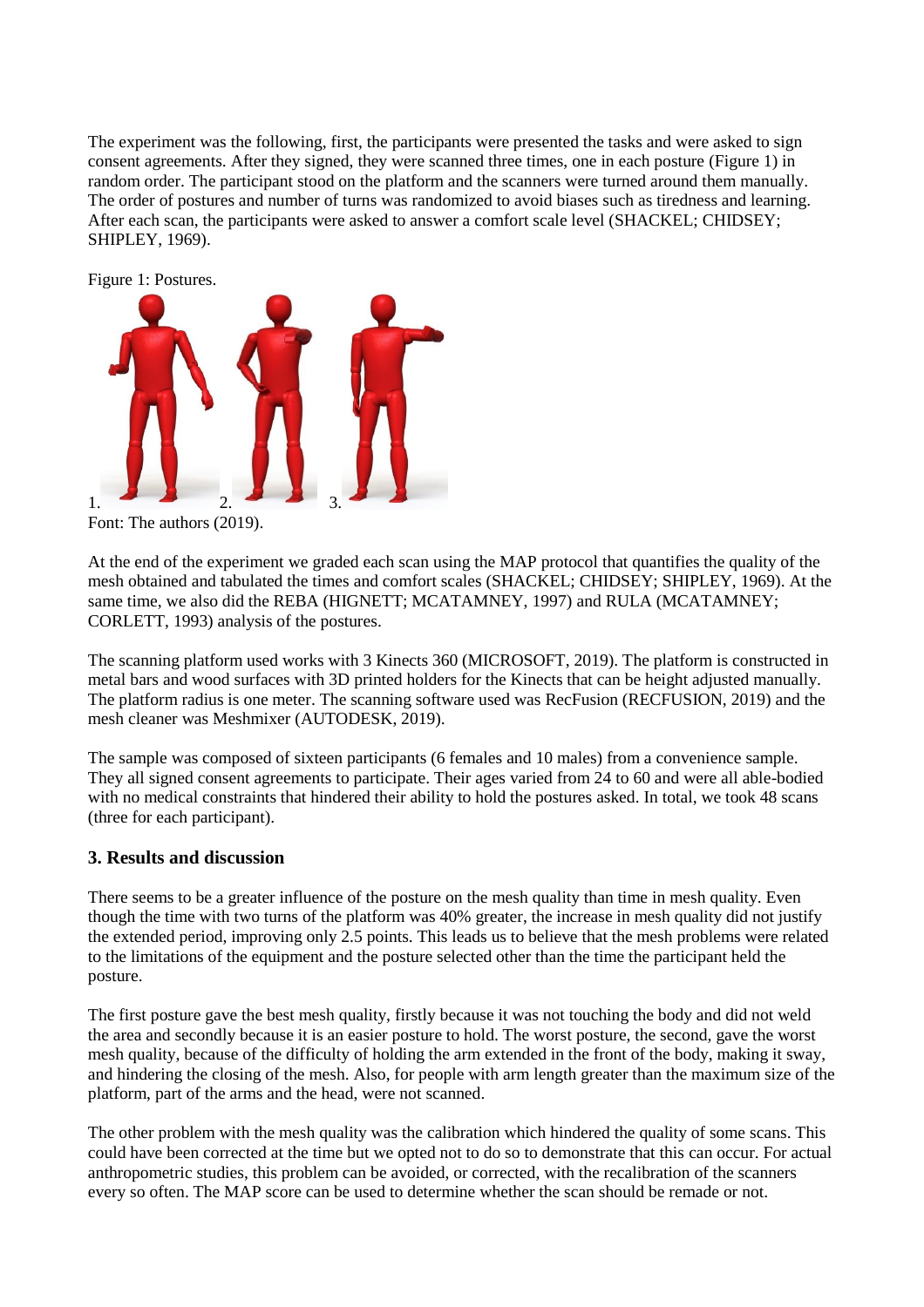The experiment was the following, first, the participants were presented the tasks and were asked to sign consent agreements. After they signed, they were scanned three times, one in each posture (Figure 1) in random order. The participant stood on the platform and the scanners were turned around them manually. The order of postures and number of turns was randomized to avoid biases such as tiredness and learning. After each scan, the participants were asked to answer a comfort scale level (SHACKEL; CHIDSEY; SHIPLEY, 1969).

Figure 1: Postures.

1. 2. 3.

Font: The authors (2019).

At the end of the experiment we graded each scan using the MAP protocol that quantifies the quality of the mesh obtained and tabulated the times and comfort scales (SHACKEL; CHIDSEY; SHIPLEY, 1969). At the same time, we also did the REBA (HIGNETT; MCATAMNEY, 1997) and RULA (MCATAMNEY; CORLETT, 1993) analysis of the postures.

The scanning platform used works with 3 Kinects 360 (MICROSOFT, 2019). The platform is constructed in metal bars and wood surfaces with 3D printed holders for the Kinects that can be height adjusted manually. The platform radius is one meter. The scanning software used was RecFusion (RECFUSION, 2019) and the mesh cleaner was Meshmixer (AUTODESK, 2019).

The sample was composed of sixteen participants (6 females and 10 males) from a convenience sample. They all signed consent agreements to participate. Their ages varied from 24 to 60 and were all able-bodied with no medical constraints that hindered their ability to hold the postures asked. In total, we took 48 scans (three for each participant).

## 3. Results and discussion

There seems to be a greater influence of the posture on the mesh quality than time in mesh quality. Even though the time with two turns of the platform was 40% greater, the increase in mesh quality did not justify the extended period, improving only 2.5 points. This leads us to believe that the mesh problems were related to the limitations of the equipment and the posture selected other than the time the participant held the posture.

The first posture gave the best mesh quality, firstly because it was not touching the body and did not weld the area and secondly because it is an easier posture to hold. The worst posture, the second, gave the worst mesh quality, because of the difficulty of holding the arm extended in the front of the body, making it sway, and hindering the closing of the mesh. Also, for people with arm length greater than the maximum size of the platform, part of the arms and the head, were not scanned.

The other problem with the mesh quality was the calibration which hindered the quality of some scans. This could have been corrected at the time but we opted not to do so to demonstrate that this can occur. For actual anthropometric studies, this problem can be avoided, or corrected, with the recalibration of the scanners every so often. The MAP score can be used to determine whether the scan should be remade or not.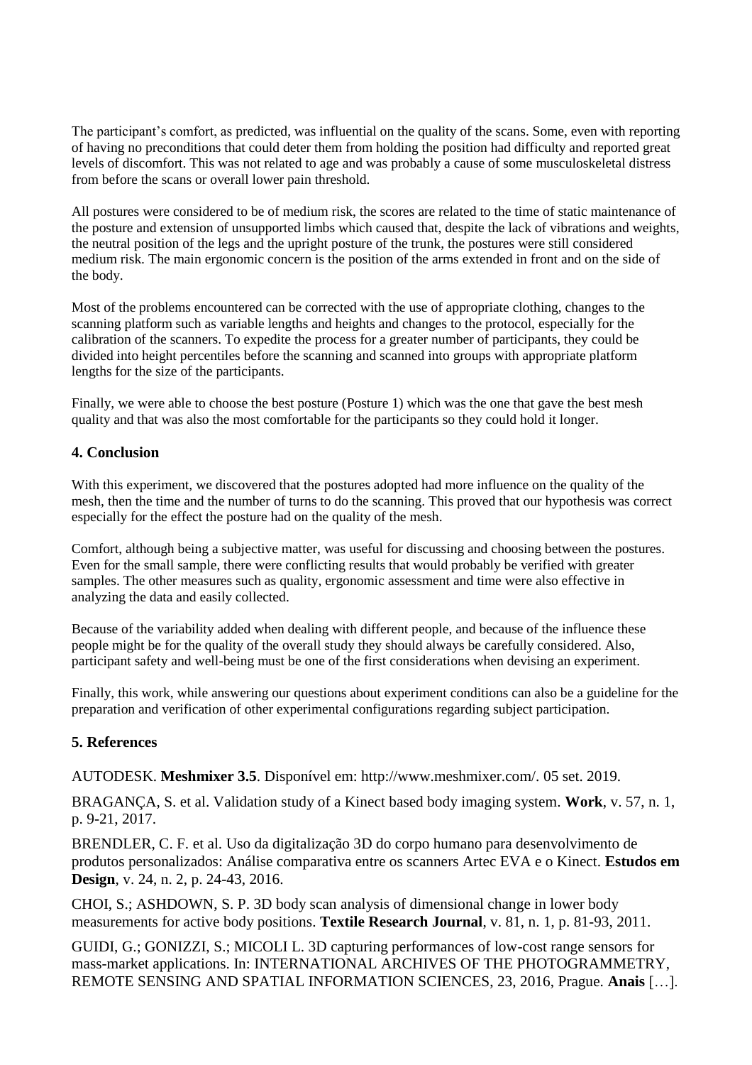The participant's comfort, as predicted, was influential on the quality of the scans. Some, even with reporting of having no preconditions that could deter them from holding the position had difficulty and reported great levels of discomfort. This was not related to age and was probably a cause of some musculoskeletal distress from before the scans or overall lower pain threshold.

All postures were considered to be of medium risk, the scores are related to the time of static maintenance of the posture and extension of unsupported limbs which caused that, despite the lack of vibrations and weights, the neutral position of the legs and the upright posture of the trunk, the postures were still considered medium risk. The main ergonomic concern is the position of the arms extended in front and on the side of the body.

Most of the problems encountered can be corrected with the use of appropriate clothing, changes to the scanning platform such as variable lengths and heights and changes to the protocol, especially for the calibration of the scanners. To expedite the process for a greater number of participants, they could be divided into height percentiles before the scanning and scanned into groups with appropriate platform lengths for the size of the participants.

Finally, we were able to choose the best posture (Posture 1) which was the one that gave the best mesh quality and that was also the most comfortable for the participants so they could hold it longer.

## 4. Conclusion

With this experiment, we discovered that the postures adopted had more influence on the quality of the mesh, then the time and the number of turns to do the scanning. This proved that our hypothesis was correct especially for the effect the posture had on the quality of the mesh.

Comfort, although being a subjective matter, was useful for discussing and choosing between the postures. Even for the small sample, there were conflicting results that would probably be verified with greater samples. The other measures such as quality, ergonomic assessment and time were also effective in analyzing the data and easily collected.

Because of the variability added when dealing with different people, and because of the influence these people might be for the quality of the overall study they should always be carefully considered. Also, participant safety and well-being must be one of the first considerations when devising an experiment.

Finally, this work, while answering our questions about experiment conditions can also be a guideline for the preparation and verification of other experimental configurations regarding subject participation.

## 5. References

AUTODESK. **Meshmixer 3.5**. Disponível em: http://www.meshmixer.com/. 05 set. 2019.

BRAGANÇA, S. et al. Validation study of a Kinect based body imaging system. **Work**, v. 57, n. 1, p. 9-21, 2017.

BRENDLER, C. F. et al. Uso da digitalização 3D do corpo humano para desenvolvimento de produtos personalizados: Análise comparativa entre os scanners Artec EVA e o Kinect. **Estudos em Design**, v. 24, n. 2, p. 24-43, 2016.

CHOI, S.; ASHDOWN, S. P. 3D body scan analysis of dimensional change in lower body measurements for active body positions. **Textile Research Journal**, v. 81, n. 1, p. 81-93, 2011.

GUIDI, G.; GONIZZI, S.; MICOLI L. 3D capturing performances of low-cost range sensors for mass-market applications. In: INTERNATIONAL ARCHIVES OF THE PHOTOGRAMMETRY, REMOTE SENSING AND SPATIAL INFORMATION SCIENCES, 23, 2016, Prague. **Anais** […].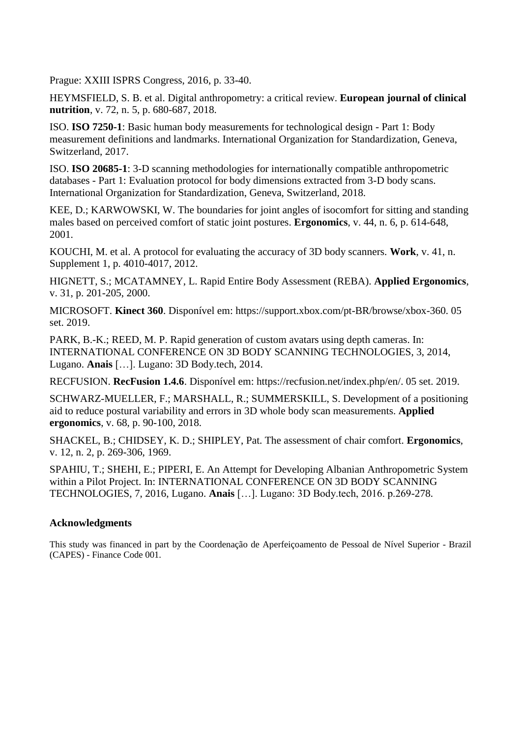Prague: XXIII ISPRS Congress, 2016, p. 33-40.

HEYMSFIELD, S. B. et al. Digital anthropometry: a critical review. **European journal of clinical nutrition**, v. 72, n. 5, p. 680-687, 2018.

ISO. **ISO 7250-1**: Basic human body measurements for technological design - Part 1: Body measurement definitions and landmarks. International Organization for Standardization, Geneva, Switzerland, 2017.

ISO. **ISO 20685-1**: 3-D scanning methodologies for internationally compatible anthropometric databases - Part 1: Evaluation protocol for body dimensions extracted from 3-D body scans. International Organization for Standardization, Geneva, Switzerland, 2018.

KEE, D.; KARWOWSKI, W. The boundaries for joint angles of isocomfort for sitting and standing males based on perceived comfort of static joint postures. **Ergonomics**, v. 44, n. 6, p. 614-648, 2001.

KOUCHI, M. et al. A protocol for evaluating the accuracy of 3D body scanners. **Work**, v. 41, n. Supplement 1, p. 4010-4017, 2012.

HIGNETT, S.; MCATAMNEY, L. Rapid Entire Body Assessment (REBA). **Applied Ergonomics**, v. 31, p. 201-205, 2000.

MICROSOFT. **Kinect 360**. Disponível em: https://support.xbox.com/pt-BR/browse/xbox-360. 05 set. 2019.

PARK, B.-K.; REED, M. P. Rapid generation of custom avatars using depth cameras. In: INTERNATIONAL CONFERENCE ON 3D BODY SCANNING TECHNOLOGIES, 3, 2014, Lugano. **Anais** […]. Lugano: 3D Body.tech, 2014.

RECFUSION. **RecFusion 1.4.6**. Disponível em: https://recfusion.net/index.php/en/. 05 set. 2019.

SCHWARZ-MUELLER, F.; MARSHALL, R.; SUMMERSKILL, S. Development of a positioning aid to reduce postural variability and errors in 3D whole body scan measurements. **Applied ergonomics**, v. 68, p. 90-100, 2018.

SHACKEL, B.; CHIDSEY, K. D.; SHIPLEY, Pat. The assessment of chair comfort. **Ergonomics**, v. 12, n. 2, p. 269-306, 1969.

SPAHIU, T.; SHEHI, E.; PIPERI, E. An Attempt for Developing Albanian Anthropometric System within a Pilot Project. In: INTERNATIONAL CONFERENCE ON 3D BODY SCANNING TECHNOLOGIES, 7, 2016, Lugano. **Anais** […]. Lugano: 3D Body.tech, 2016. p.269-278.

### Acknowledgments

This study was financed in part by the Coordenação de Aperfeiçoamento de Pessoal de Nível Superior - Brazil (CAPES) - Finance Code 001.